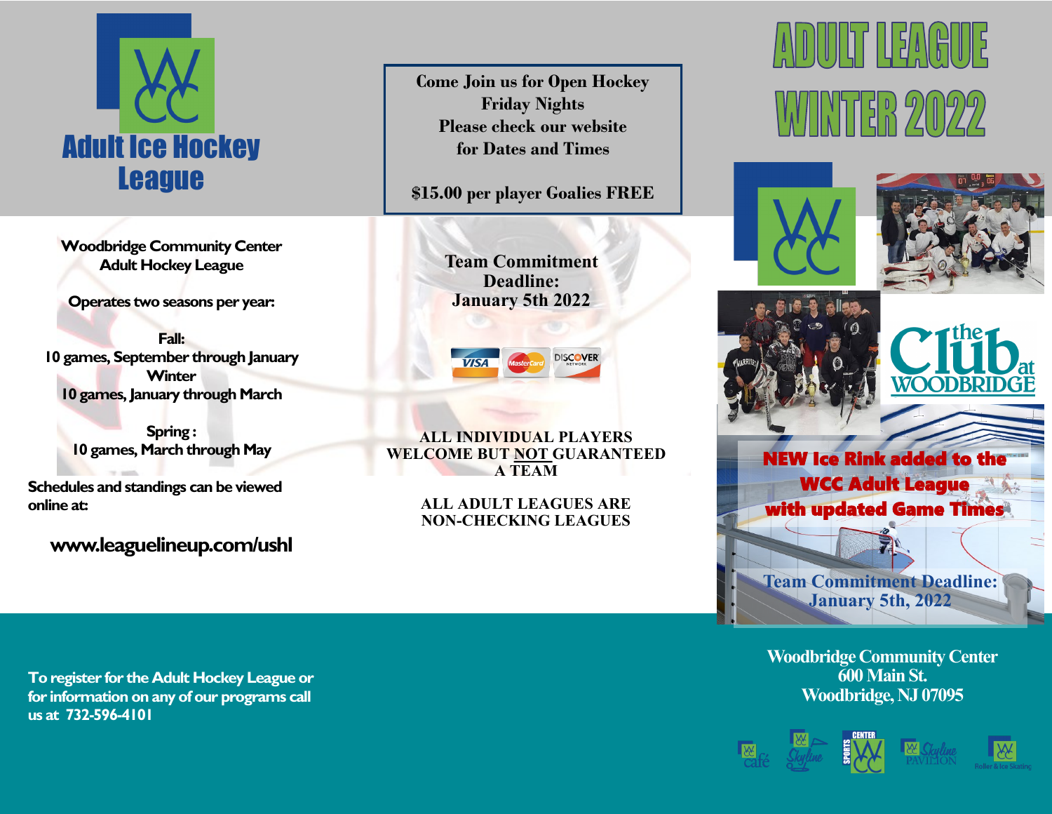# WCC Adult Ice Hockey League

**Come Join us for Open Hockey**
**Friday Nights**
**Please check our website**
**for Dates and Times**

**$15.00 per player Goalies FREE**

# ADULT LEAGUE WINTER 2022

**Woodbridge Community Center**
**Adult Hockey League**

**Operates two seasons per year:**

**Fall:**
**10 games, September through January**
**Winter**
**10 games, January through March**

**Spring:**
**10 games, March through May**

**Schedules and standings can be viewed online at:**

**www.leaguelineup.com/ushl**

**Team Commitment Deadline: January 5th 2022**

VISA MasterCard DISCOVER NETWORK

**ALL INDIVIDUAL PLAYERS WELCOME BUT NOT GUARANTEED A TEAM**

**ALL ADULT LEAGUES ARE NON-CHECKING LEAGUES**

the Club at WOODBRIDGE

**NEW Ice Rink added to the WCC Adult League with updated Game Times**

**Team Commitment Deadline: January 5th, 2022**

**To register for the Adult Hockey League or for information on any of our programs call us at 732-596-4101**

**Woodbridge Community Center**
**600 Main St.**
**Woodbridge, NJ 07095**

WCC café | WCC Skyline | WCC Sports Center | WCC Skyline Pavilion | WCC Roller & Ice Skating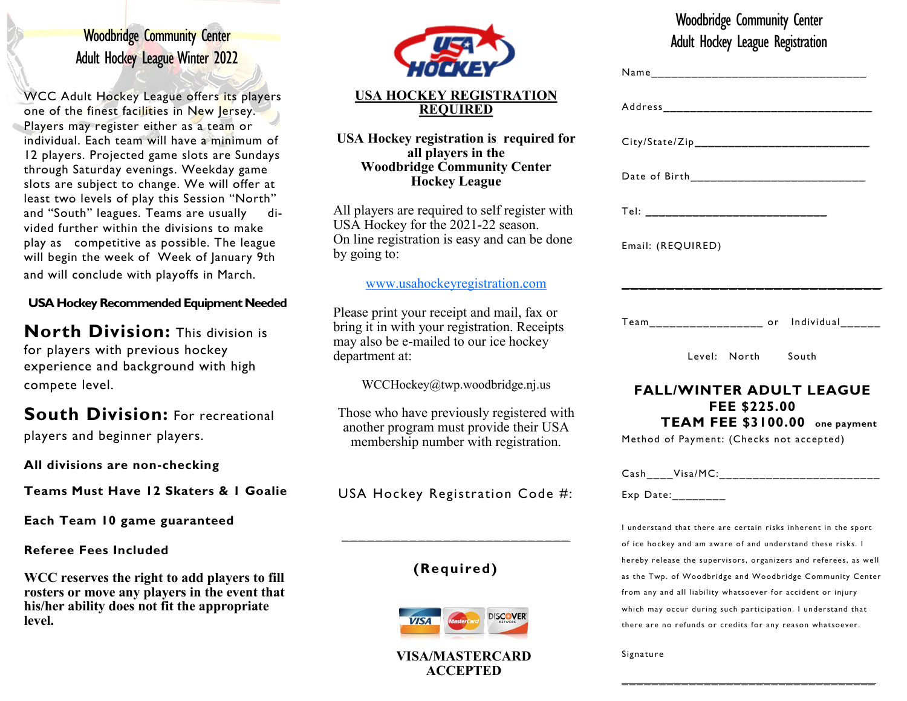## Woodbridge Community Center
## Adult Hockey League Winter 2022

WCC Adult Hockey League offers its players one of the finest facilities in New Jersey. Players may register either as a team or individual. Each team will have a minimum of 12 players. Projected game slots are Sundays through Saturday evenings. Weekday game slots are subject to change. We will offer at least two levels of play this Session "North" and "South" leagues. Teams are usually divided further within the divisions to make play as competitive as possible. The league will begin the week of Week of January 9th and will conclude with playoffs in March.

**USA Hockey Recommended Equipment Needed**

**North Division:** This division is for players with previous hockey experience and background with high compete level.

**South Division:** For recreational players and beginner players.

**All divisions are non-checking**

**Teams Must Have 12 Skaters & 1 Goalie**

**Each Team 10 game guaranteed**

**Referee Fees Included**

**WCC reserves the right to add players to fill rosters or move any players in the event that his/her ability does not fit the appropriate level.**

**USA HOCKEY REGISTRATION REQUIRED**

**USA Hockey registration is required for all players in the Woodbridge Community Center Hockey League**

All players are required to self register with USA Hockey for the 2021-22 season. On line registration is easy and can be done by going to:

www.usahockeyregistration.com

Please print your receipt and mail, fax or bring it in with your registration. Receipts may also be e-mailed to our ice hockey department at:

WCCHockey@twp.woodbridge.nj.us

Those who have previously registered with another program must provide their USA membership number with registration.

USA Hockey Registration Code #:

_________________________________

**(Required)**

**VISA/MASTERCARD ACCEPTED**

## Woodbridge Community Center
## Adult Hockey League Registration

Name___________________________________

Address_________________________________

City/State/Zip___________________________

Date of Birth____________________________

Tel: ___________________________

Email: (REQUIRED)

_________________________________

Team________________ or Individual______

Level: North South

**FALL/WINTER ADULT LEAGUE**
**FEE $225.00**
**TEAM FEE $3100.00 one payment**

Method of Payment: (Checks not accepted)

Cash____Visa/MC:________________________

Exp Date:________

I understand that there are certain risks inherent in the sport of ice hockey and am aware of and understand these risks. I hereby release the supervisors, organizers and referees, as well as the Twp. of Woodbridge and Woodbridge Community Center from any and all liability whatsoever for accident or injury which may occur during such participation. I understand that there are no refunds or credits for any reason whatsoever.

Signature

___________________________________